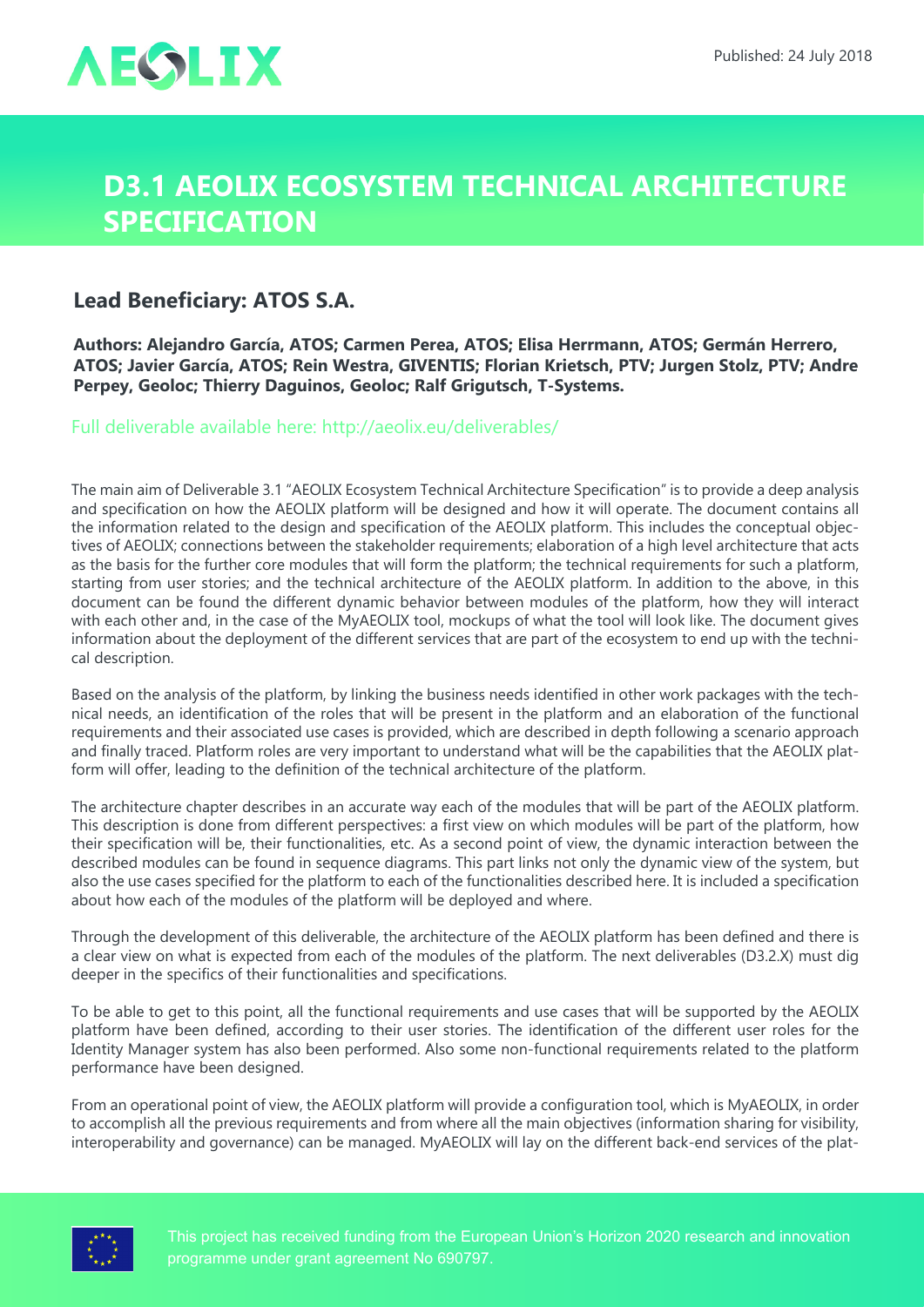AEOLIX

Published: 24 July 2018

# D3.1 AEOLIX ECOSYSTEM TECHNICAL ARCHITECTURE SPECIFICATION

## Lead Beneficiary: ATOS S.A.

**Authors: Alejandro García, ATOS; Carmen Perea, ATOS; Elisa Herrmann, ATOS; Germán Herrero, ATOS; Javier García, ATOS; Rein Westra, GIVENTIS; Florian Krietsch, PTV; Jurgen Stolz, PTV; Andre Perpey, Geoloc; Thierry Daguinos, Geoloc; Ralf Grigutsch, T-Systems.**

Full deliverable available here: http://aeolix.eu/deliverables/

The main aim of Deliverable 3.1 "AEOLIX Ecosystem Technical Architecture Specification" is to provide a deep analysis and specification on how the AEOLIX platform will be designed and how it will operate. The document contains all the information related to the design and specification of the AEOLIX platform. This includes the conceptual objectives of AEOLIX; connections between the stakeholder requirements; elaboration of a high level architecture that acts as the basis for the further core modules that will form the platform; the technical requirements for such a platform, starting from user stories; and the technical architecture of the AEOLIX platform. In addition to the above, in this document can be found the different dynamic behavior between modules of the platform, how they will interact with each other and, in the case of the MyAEOLIX tool, mockups of what the tool will look like. The document gives information about the deployment of the different services that are part of the ecosystem to end up with the technical description.

Based on the analysis of the platform, by linking the business needs identified in other work packages with the technical needs, an identification of the roles that will be present in the platform and an elaboration of the functional requirements and their associated use cases is provided, which are described in depth following a scenario approach and finally traced. Platform roles are very important to understand what will be the capabilities that the AEOLIX platform will offer, leading to the definition of the technical architecture of the platform.

The architecture chapter describes in an accurate way each of the modules that will be part of the AEOLIX platform. This description is done from different perspectives: a first view on which modules will be part of the platform, how their specification will be, their functionalities, etc. As a second point of view, the dynamic interaction between the described modules can be found in sequence diagrams. This part links not only the dynamic view of the system, but also the use cases specified for the platform to each of the functionalities described here. It is included a specification about how each of the modules of the platform will be deployed and where.

Through the development of this deliverable, the architecture of the AEOLIX platform has been defined and there is a clear view on what is expected from each of the modules of the platform. The next deliverables (D3.2.X) must dig deeper in the specifics of their functionalities and specifications.

To be able to get to this point, all the functional requirements and use cases that will be supported by the AEOLIX platform have been defined, according to their user stories. The identification of the different user roles for the Identity Manager system has also been performed. Also some non-functional requirements related to the platform performance have been designed.

From an operational point of view, the AEOLIX platform will provide a configuration tool, which is MyAEOLIX, in order to accomplish all the previous requirements and from where all the main objectives (information sharing for visibility, interoperability and governance) can be managed. MyAEOLIX will lay on the different back-end services of the plat-

This project has received funding from the European Union's Horizon 2020 research and innovation programme under grant agreement No 690797.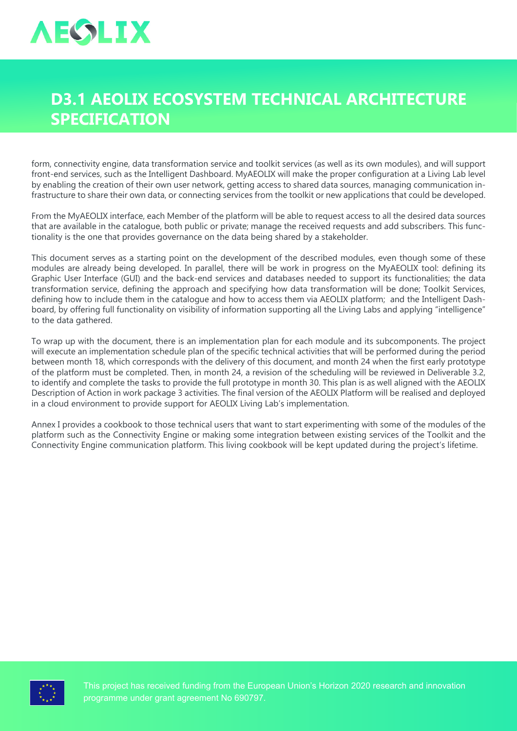form, connectivity engine, data transformation service and toolkit services (as well as its own modules), and will support front-end services, such as the Intelligent Dashboard. MyAEOLIX will make the proper configuration at a Living Lab level by enabling the creation of their own user network, getting access to shared data sources, managing communication infrastructure to share their own data, or connecting services from the toolkit or new applications that could be developed.

From the MyAEOLIX interface, each Member of the platform will be able to request access to all the desired data sources that are available in the catalogue, both public or private; manage the received requests and add subscribers. This functionality is the one that provides governance on the data being shared by a stakeholder.

This document serves as a starting point on the development of the described modules, even though some of these modules are already being developed. In parallel, there will be work in progress on the MyAEOLIX tool: defining its Graphic User Interface (GUI) and the back-end services and databases needed to support its functionalities; the data transformation service, defining the approach and specifying how data transformation will be done; Toolkit Services, defining how to include them in the catalogue and how to access them via AEOLIX platform; and the Intelligent Dashboard, by offering full functionality on visibility of information supporting all the Living Labs and applying "intelligence" to the data gathered.

To wrap up with the document, there is an implementation plan for each module and its subcomponents. The project will execute an implementation schedule plan of the specific technical activities that will be performed during the period between month 18, which corresponds with the delivery of this document, and month 24 when the first early prototype of the platform must be completed. Then, in month 24, a revision of the scheduling will be reviewed in Deliverable 3.2, to identify and complete the tasks to provide the full prototype in month 30. This plan is as well aligned with the AEOLIX Description of Action in work package 3 activities. The final version of the AEOLIX Platform will be realised and deployed in a cloud environment to provide support for AEOLIX Living Lab's implementation.

Annex I provides a cookbook to those technical users that want to start experimenting with some of the modules of the platform such as the Connectivity Engine or making some integration between existing services of the Toolkit and the Connectivity Engine communication platform. This living cookbook will be kept updated during the project's lifetime.